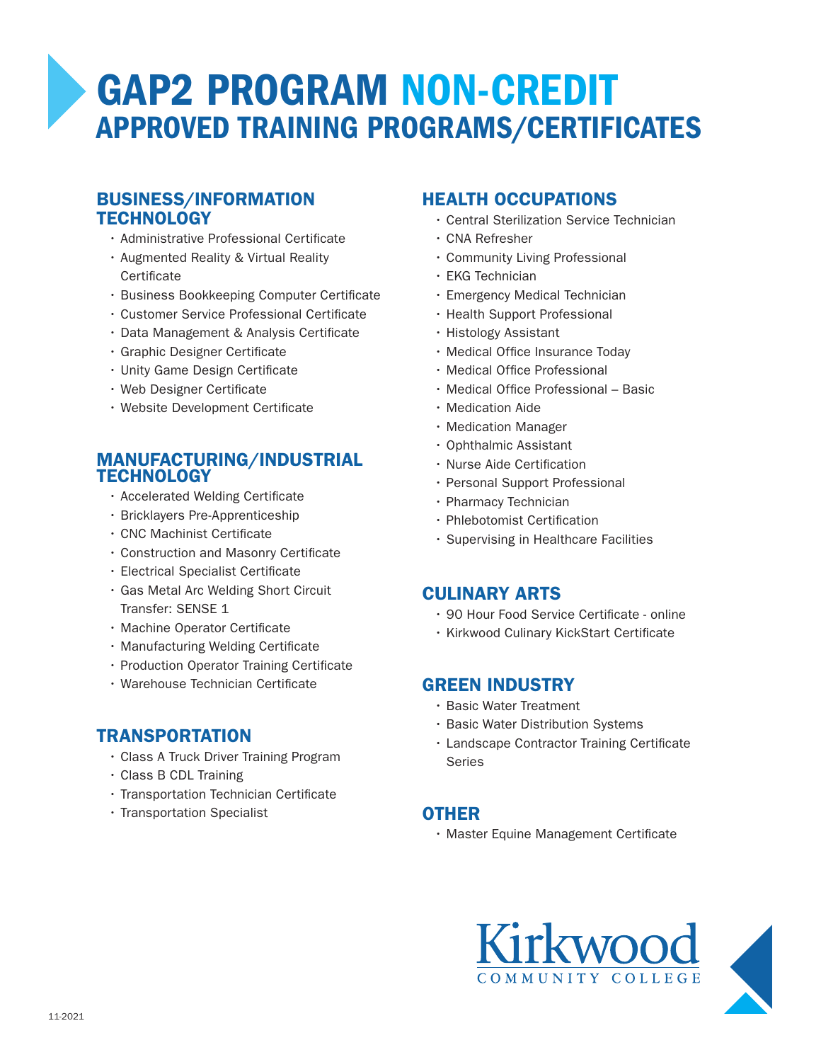# GAP2 PROGRAM NON-CREDIT
## APPROVED TRAINING PROGRAMS/CERTIFICATES

### BUSINESS/INFORMATION TECHNOLOGY

- Administrative Professional Certificate
- Augmented Reality & Virtual Reality Certificate
- Business Bookkeeping Computer Certificate
- Customer Service Professional Certificate
- Data Management & Analysis Certificate
- Graphic Designer Certificate
- Unity Game Design Certificate
- Web Designer Certificate
- Website Development Certificate

### MANUFACTURING/INDUSTRIAL TECHNOLOGY

- Accelerated Welding Certificate
- Bricklayers Pre-Apprenticeship
- CNC Machinist Certificate
- Construction and Masonry Certificate
- Electrical Specialist Certificate
- Gas Metal Arc Welding Short Circuit Transfer: SENSE 1
- Machine Operator Certificate
- Manufacturing Welding Certificate
- Production Operator Training Certificate
- Warehouse Technician Certificate

### TRANSPORTATION

- Class A Truck Driver Training Program
- Class B CDL Training
- Transportation Technician Certificate
- Transportation Specialist

### HEALTH OCCUPATIONS

- Central Sterilization Service Technician
- CNA Refresher
- Community Living Professional
- EKG Technician
- Emergency Medical Technician
- Health Support Professional
- Histology Assistant
- Medical Office Insurance Today
- Medical Office Professional
- Medical Office Professional – Basic
- Medication Aide
- Medication Manager
- Ophthalmic Assistant
- Nurse Aide Certification
- Personal Support Professional
- Pharmacy Technician
- Phlebotomist Certification
- Supervising in Healthcare Facilities

### CULINARY ARTS

- 90 Hour Food Service Certificate - online
- Kirkwood Culinary KickStart Certificate

### GREEN INDUSTRY

- Basic Water Treatment
- Basic Water Distribution Systems
- Landscape Contractor Training Certificate Series

### OTHER

- Master Equine Management Certificate

Kirkwood
COMMUNITY COLLEGE

11-2021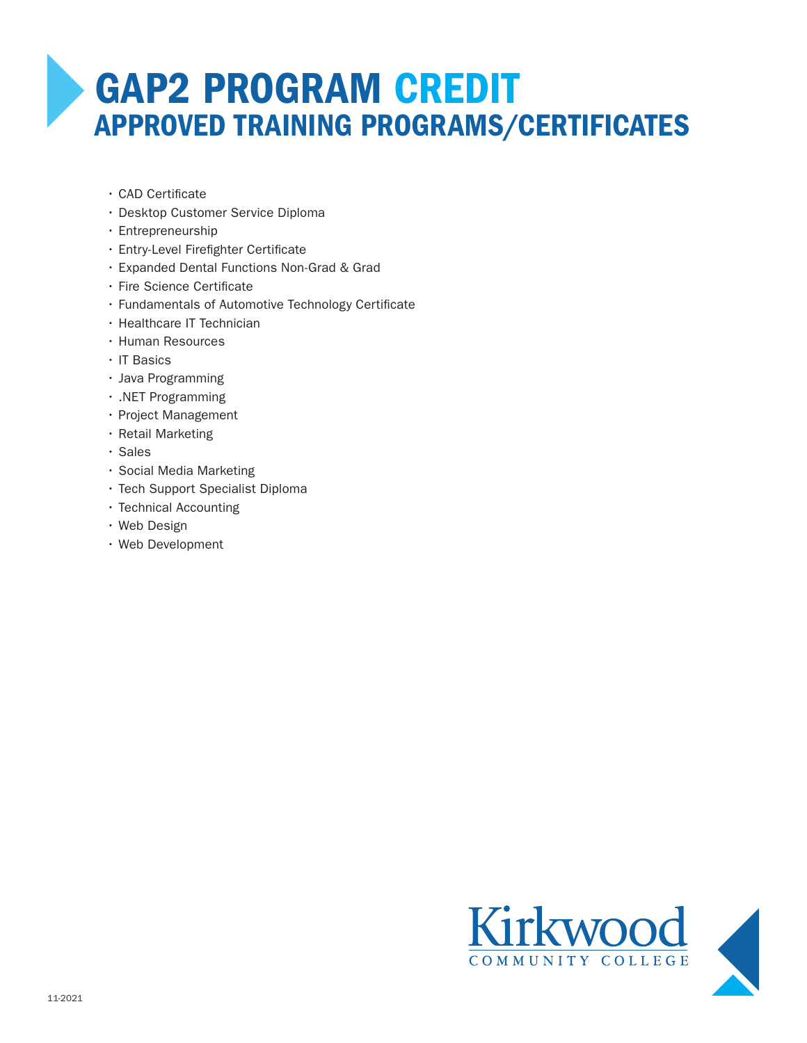# GAP2 PROGRAM CREDIT
## APPROVED TRAINING PROGRAMS/CERTIFICATES

- CAD Certificate
- Desktop Customer Service Diploma
- Entrepreneurship
- Entry-Level Firefighter Certificate
- Expanded Dental Functions Non-Grad & Grad
- Fire Science Certificate
- Fundamentals of Automotive Technology Certificate
- Healthcare IT Technician
- Human Resources
- IT Basics
- Java Programming
- .NET Programming
- Project Management
- Retail Marketing
- Sales
- Social Media Marketing
- Tech Support Specialist Diploma
- Technical Accounting
- Web Design
- Web Development

Kirkwood COMMUNITY COLLEGE

11-2021